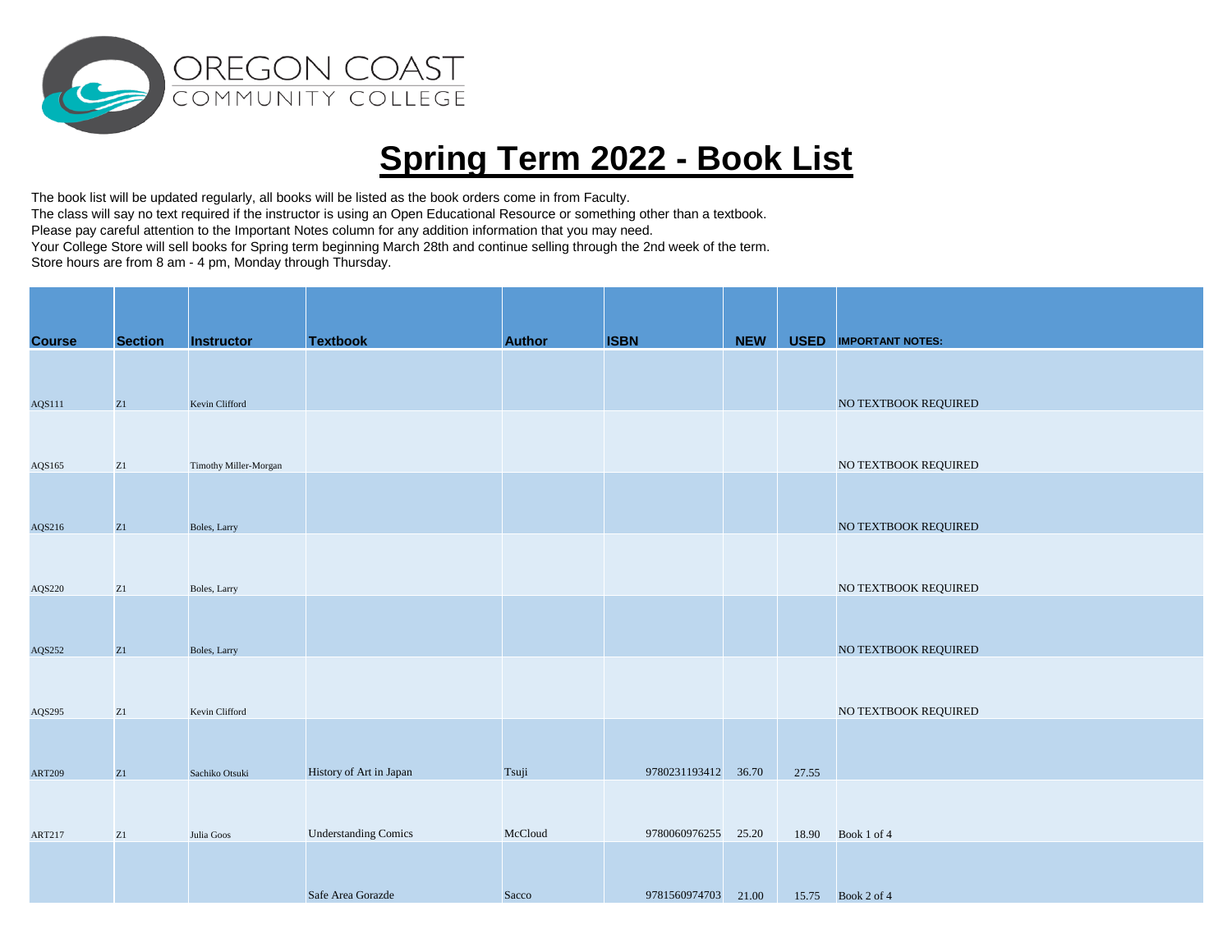OREGON COAST COMMUNITY COLLEGE

# Spring Term 2022 - Book List

The book list will be updated regularly, all books will be listed as the book orders come in from Faculty.
The class will say no text required if the instructor is using an Open Educational Resource or something other than a textbook.
Please pay careful attention to the Important Notes column for any addition information that you may need.
Your College Store will sell books for Spring term beginning March 28th and continue selling through the 2nd week of the term.
Store hours are from 8 am - 4 pm, Monday through Thursday.

| Course | Section | Instructor | Textbook | Author | ISBN | NEW | USED | IMPORTANT NOTES: |
|---|---|---|---|---|---|---|---|---|
| AQS111 | Z1 | Kevin Clifford | | | | | | NO TEXTBOOK REQUIRED |
| AQS165 | Z1 | Timothy Miller-Morgan | | | | | | NO TEXTBOOK REQUIRED |
| AQS216 | Z1 | Boles, Larry | | | | | | NO TEXTBOOK REQUIRED |
| AQS220 | Z1 | Boles, Larry | | | | | | NO TEXTBOOK REQUIRED |
| AQS252 | Z1 | Boles, Larry | | | | | | NO TEXTBOOK REQUIRED |
| AQS295 | Z1 | Kevin Clifford | | | | | | NO TEXTBOOK REQUIRED |
| ART209 | Z1 | Sachiko Otsuki | History of Art in Japan | Tsuji | 9780231193412 | 36.70 | 27.55 | |
| ART217 | Z1 | Julia Goos | Understanding Comics | McCloud | 9780060976255 | 25.20 | 18.90 | Book 1 of 4 |
| | | | Safe Area Gorazde | Sacco | 9781560974703 | 21.00 | 15.75 | Book 2 of 4 |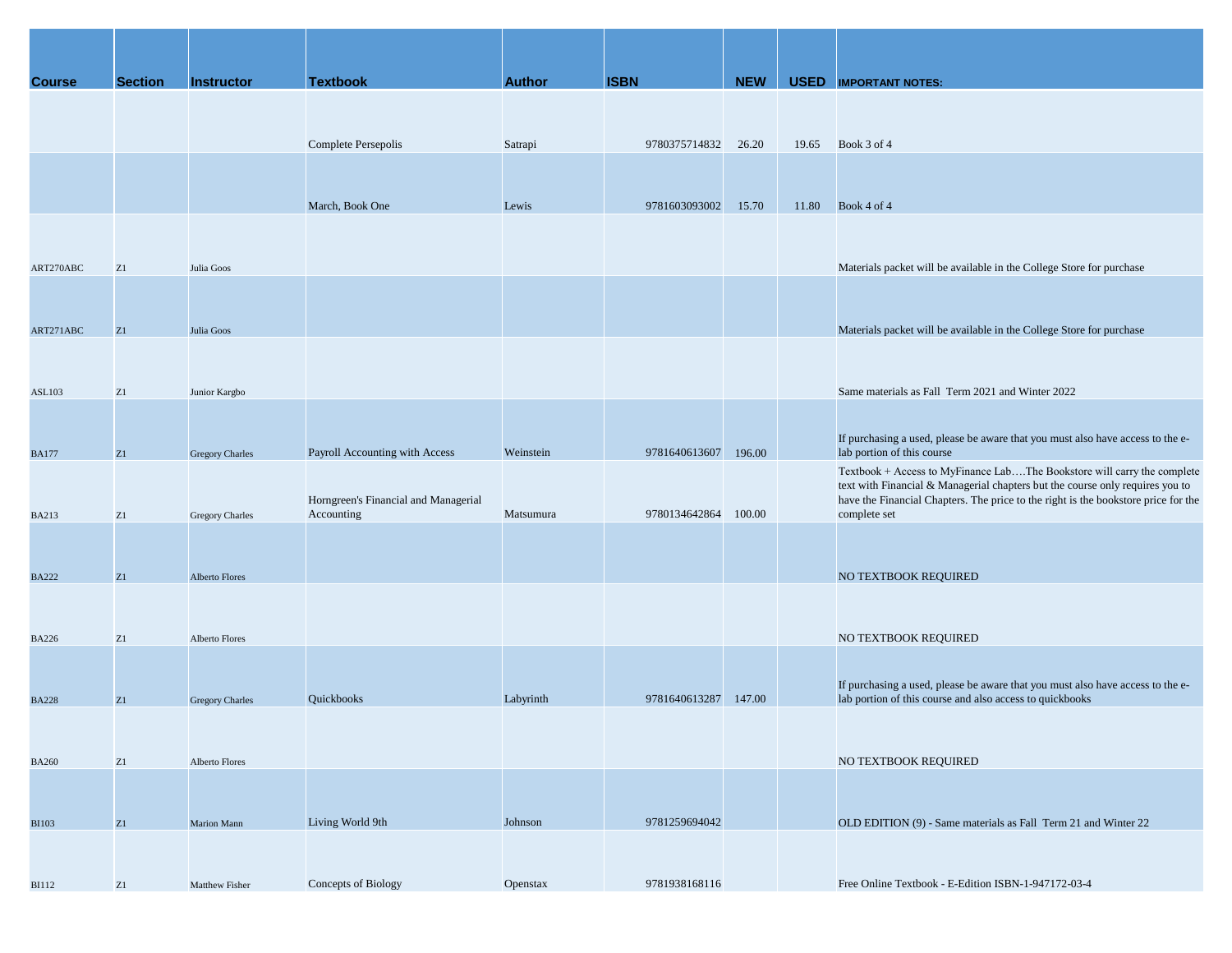| Course | Section | Instructor | Textbook | Author | ISBN | NEW | USED | IMPORTANT NOTES: |
|---|---|---|---|---|---|---|---|---|
| | | | Complete Persepolis | Satrapi | 9780375714832 | 26.20 | 19.65 | Book 3 of 4 |
| | | | March, Book One | Lewis | 9781603093002 | 15.70 | 11.80 | Book 4 of 4 |
| ART270ABC | Z1 | Julia Goos | | | | | | Materials packet will be available in the College Store for purchase |
| ART271ABC | Z1 | Julia Goos | | | | | | Materials packet will be available in the College Store for purchase |
| ASL103 | Z1 | Junior Kargbo | | | | | | Same materials as Fall Term 2021 and Winter 2022 |
| BA177 | Z1 | Gregory Charles | Payroll Accounting with Access | Weinstein | 9781640613607 | 196.00 | | If purchasing a used, please be aware that you must also have access to the e-lab portion of this course |
| BA213 | Z1 | Gregory Charles | Horngreen's Financial and Managerial Accounting | Matsumura | 9780134642864 | 100.00 | | Textbook + Access to MyFinance Lab….The Bookstore will carry the complete text with Financial & Managerial chapters but the course only requires you to have the Financial Chapters. The price to the right is the bookstore price for the complete set |
| BA222 | Z1 | Alberto Flores | | | | | | NO TEXTBOOK REQUIRED |
| BA226 | Z1 | Alberto Flores | | | | | | NO TEXTBOOK REQUIRED |
| BA228 | Z1 | Gregory Charles | Quickbooks | Labyrinth | 9781640613287 | 147.00 | | If purchasing a used, please be aware that you must also have access to the e-lab portion of this course and also access to quickbooks |
| BA260 | Z1 | Alberto Flores | | | | | | NO TEXTBOOK REQUIRED |
| BI103 | Z1 | Marion Mann | Living World 9th | Johnson | 9781259694042 | | | OLD EDITION (9) - Same materials as Fall Term 21 and Winter 22 |
| BI112 | Z1 | Matthew Fisher | Concepts of Biology | Openstax | 9781938168116 | | | Free Online Textbook - E-Edition ISBN-1-947172-03-4 |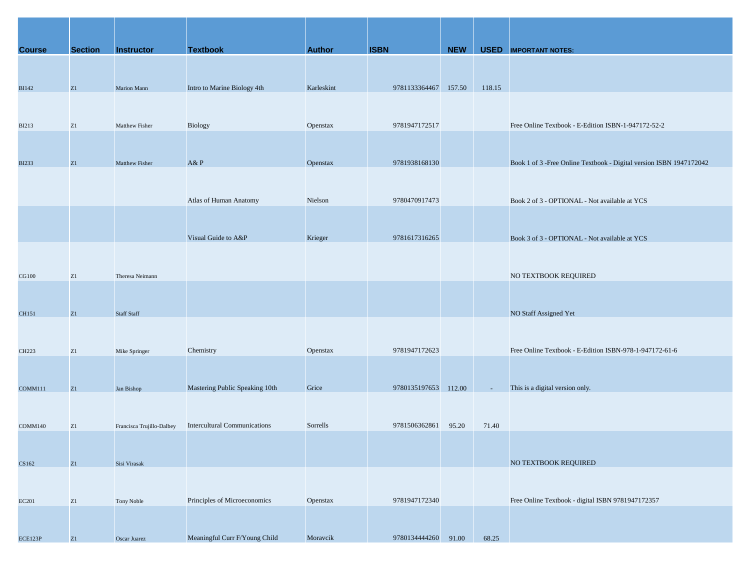| Course | Section | Instructor | Textbook | Author | ISBN | NEW | USED | IMPORTANT NOTES: |
|---|---|---|---|---|---|---|---|---|
| BI142 | Z1 | Marion Mann | Intro to Marine Biology 4th | Karleskint | 9781133364467 | 157.50 | 118.15 | |
| BI213 | Z1 | Matthew Fisher | Biology | Openstax | 9781947172517 | | | Free Online Textbook - E-Edition ISBN-1-947172-52-2 |
| BI233 | Z1 | Matthew Fisher | A& P | Openstax | 9781938168130 | | | Book 1 of 3 -Free Online Textbook - Digital version ISBN 1947172042 |
| | | | Atlas of Human Anatomy | Nielson | 9780470917473 | | | Book 2 of 3 - OPTIONAL - Not available at YCS |
| | | | Visual Guide to A&P | Krieger | 9781617316265 | | | Book 3 of 3 - OPTIONAL - Not available at YCS |
| CG100 | Z1 | Theresa Neimann | | | | | | NO TEXTBOOK REQUIRED |
| CH151 | Z1 | Staff Staff | | | | | | NO Staff Assigned Yet |
| CH223 | Z1 | Mike Springer | Chemistry | Openstax | 9781947172623 | | | Free Online Textbook - E-Edition ISBN-978-1-947172-61-6 |
| COMM111 | Z1 | Jan Bishop | Mastering Public Speaking 10th | Grice | 9780135197653 | 112.00 | - | This is a digital version only. |
| COMM140 | Z1 | Francisca Trujillo-Dalbey | Intercultural Communications | Sorrells | 9781506362861 | 95.20 | 71.40 | |
| CS162 | Z1 | Sisi Virasak | | | | | | NO TEXTBOOK REQUIRED |
| EC201 | Z1 | Tony Noble | Principles of Microeconomics | Openstax | 9781947172340 | | | Free Online Textbook - digital ISBN 9781947172357 |
| ECE123P | Z1 | Oscar Juarez | Meaningful Curr F/Young Child | Moravcik | 9780134444260 | 91.00 | 68.25 | |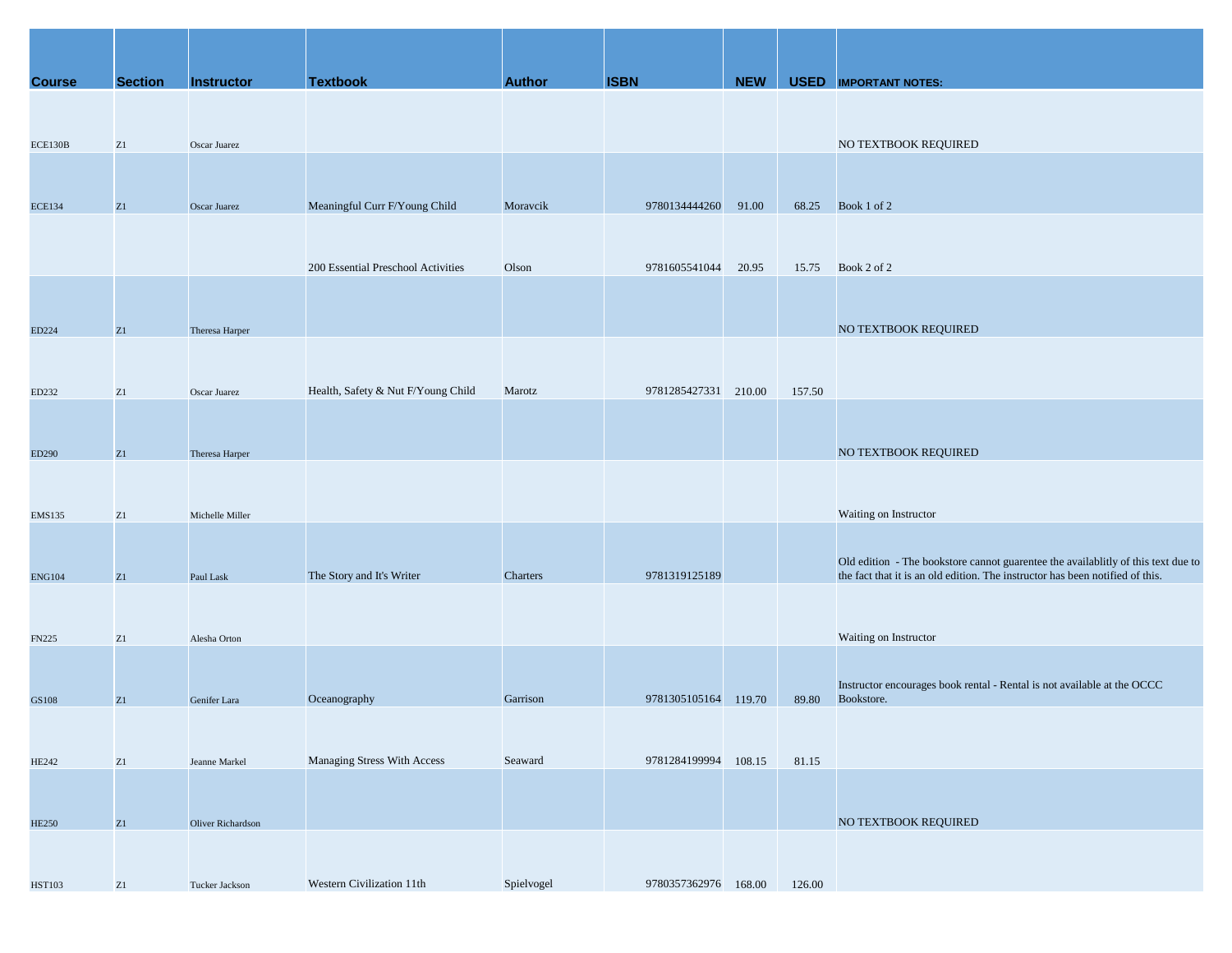| Course | Section | Instructor | Textbook | Author | ISBN | NEW | USED | IMPORTANT NOTES: |
|---|---|---|---|---|---|---|---|---|
| ECE130B | Z1 | Oscar Juarez | | | | | | NO TEXTBOOK REQUIRED |
| ECE134 | Z1 | Oscar Juarez | Meaningful Curr F/Young Child | Moravcik | 9780134444260 | 91.00 | 68.25 | Book 1 of 2 |
| | | | 200 Essential Preschool Activities | Olson | 9781605541044 | 20.95 | 15.75 | Book 2 of 2 |
| ED224 | Z1 | Theresa Harper | | | | | | NO TEXTBOOK REQUIRED |
| ED232 | Z1 | Oscar Juarez | Health, Safety & Nut F/Young Child | Marotz | 9781285427331 | 210.00 | 157.50 | |
| ED290 | Z1 | Theresa Harper | | | | | | NO TEXTBOOK REQUIRED |
| EMS135 | Z1 | Michelle Miller | | | | | | Waiting on Instructor |
| ENG104 | Z1 | Paul Lask | The Story and It's Writer | Charters | 9781319125189 | | | Old edition - The bookstore cannot guarentee the availablitly of this text due to the fact that it is an old edition. The instructor has been notified of this. |
| FN225 | Z1 | Alesha Orton | | | | | | Waiting on Instructor |
| GS108 | Z1 | Genifer Lara | Oceanography | Garrison | 9781305105164 | 119.70 | 89.80 | Instructor encourages book rental - Rental is not available at the OCCC Bookstore. |
| HE242 | Z1 | Jeanne Markel | Managing Stress With Access | Seaward | 9781284199994 | 108.15 | 81.15 | |
| HE250 | Z1 | Oliver Richardson | | | | | | NO TEXTBOOK REQUIRED |
| HST103 | Z1 | Tucker Jackson | Western Civilization 11th | Spielvogel | 9780357362976 | 168.00 | 126.00 | |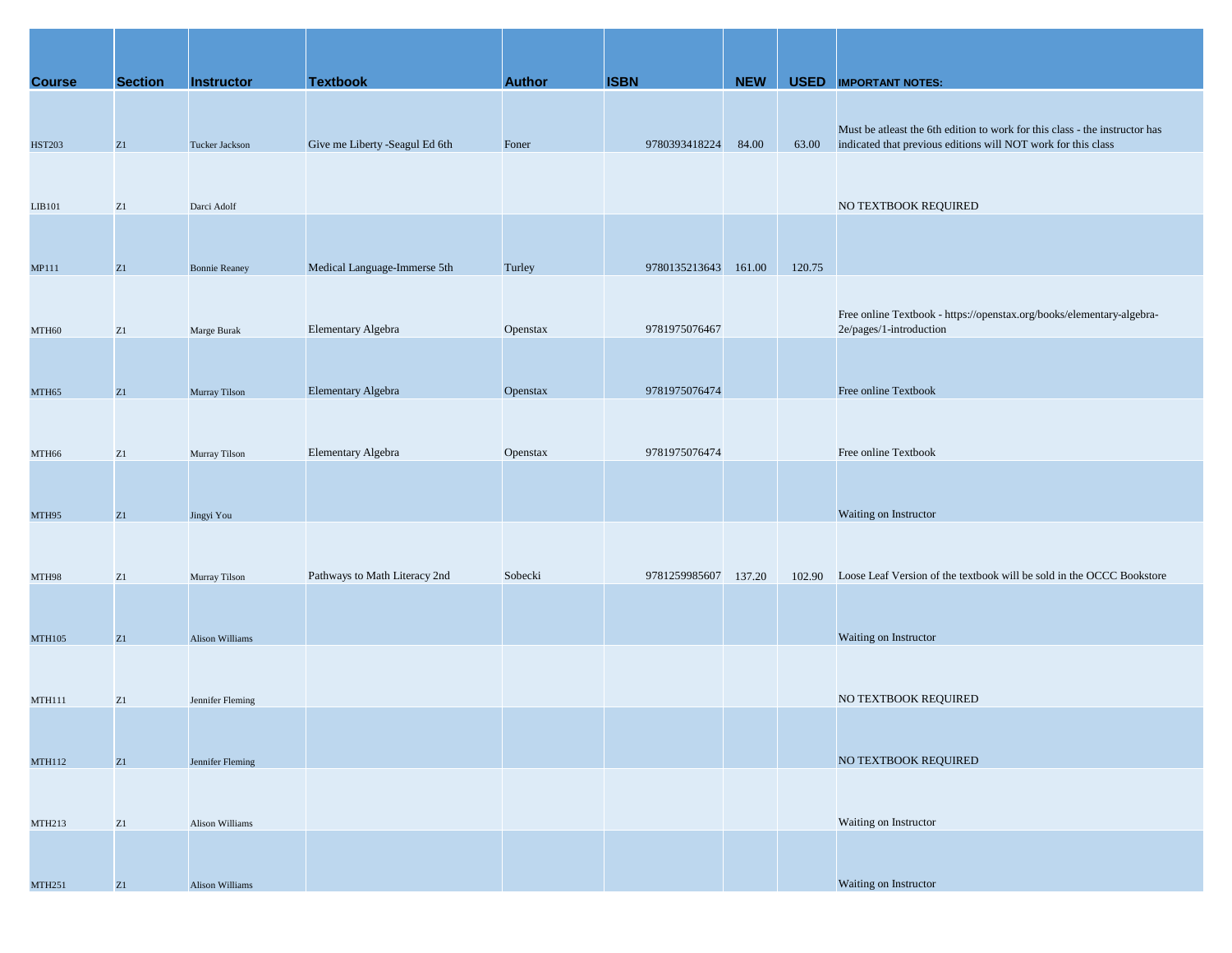| Course | Section | Instructor | Textbook | Author | ISBN | NEW | USED | IMPORTANT NOTES: |
|---|---|---|---|---|---|---|---|---|
| HST203 | Z1 | Tucker Jackson | Give me Liberty -Seagul Ed 6th | Foner | 9780393418224 | 84.00 | 63.00 | Must be atleast the 6th edition to work for this class - the instructor has indicated that previous editions will NOT work for this class |
| LIB101 | Z1 | Darci Adolf | | | | | | NO TEXTBOOK REQUIRED |
| MP111 | Z1 | Bonnie Reaney | Medical Language-Immerse 5th | Turley | 9780135213643 | 161.00 | 120.75 | |
| MTH60 | Z1 | Marge Burak | Elementary Algebra | Openstax | 9781975076467 | | | Free online Textbook - https://openstax.org/books/elementary-algebra-2e/pages/1-introduction |
| MTH65 | Z1 | Murray Tilson | Elementary Algebra | Openstax | 9781975076474 | | | Free online Textbook |
| MTH66 | Z1 | Murray Tilson | Elementary Algebra | Openstax | 9781975076474 | | | Free online Textbook |
| MTH95 | Z1 | Jingyi You | | | | | | Waiting on Instructor |
| MTH98 | Z1 | Murray Tilson | Pathways to Math Literacy 2nd | Sobecki | 9781259985607 | 137.20 | 102.90 | Loose Leaf Version of the textbook will be sold in the OCCC Bookstore |
| MTH105 | Z1 | Alison Williams | | | | | | Waiting on Instructor |
| MTH111 | Z1 | Jennifer Fleming | | | | | | NO TEXTBOOK REQUIRED |
| MTH112 | Z1 | Jennifer Fleming | | | | | | NO TEXTBOOK REQUIRED |
| MTH213 | Z1 | Alison Williams | | | | | | Waiting on Instructor |
| MTH251 | Z1 | Alison Williams | | | | | | Waiting on Instructor |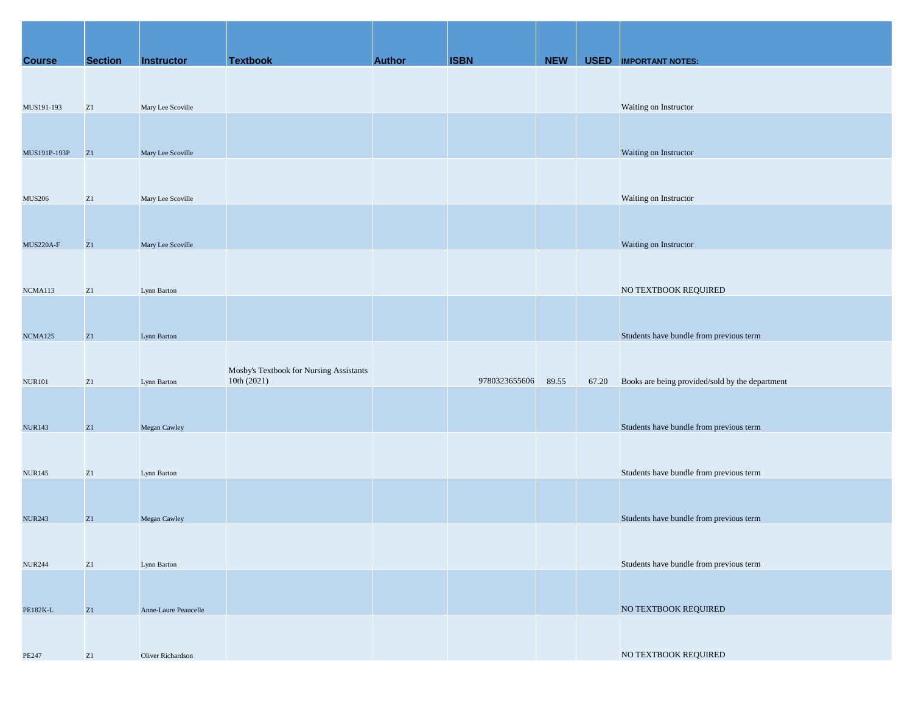| Course | Section | Instructor | Textbook | Author | ISBN | NEW | USED | IMPORTANT NOTES: |
|---|---|---|---|---|---|---|---|---|
| MUS191-193 | Z1 | Mary Lee Scoville | | | | | | Waiting on Instructor |
| MUS191P-193P | Z1 | Mary Lee Scoville | | | | | | Waiting on Instructor |
| MUS206 | Z1 | Mary Lee Scoville | | | | | | Waiting on Instructor |
| MUS220A-F | Z1 | Mary Lee Scoville | | | | | | Waiting on Instructor |
| NCMA113 | Z1 | Lynn Barton | | | | | | NO TEXTBOOK REQUIRED |
| NCMA125 | Z1 | Lynn Barton | | | | | | Students have bundle from previous term |
| NUR101 | Z1 | Lynn Barton | Mosby's Textbook for Nursing Assistants 10th (2021) | | 9780323655606 | 89.55 | 67.20 | Books are being provided/sold by the department |
| NUR143 | Z1 | Megan Cawley | | | | | | Students have bundle from previous term |
| NUR145 | Z1 | Lynn Barton | | | | | | Students have bundle from previous term |
| NUR243 | Z1 | Megan Cawley | | | | | | Students have bundle from previous term |
| NUR244 | Z1 | Lynn Barton | | | | | | Students have bundle from previous term |
| PE182K-L | Z1 | Anne-Laure Peaucelle | | | | | | NO TEXTBOOK REQUIRED |
| PE247 | Z1 | Oliver Richardson | | | | | | NO TEXTBOOK REQUIRED |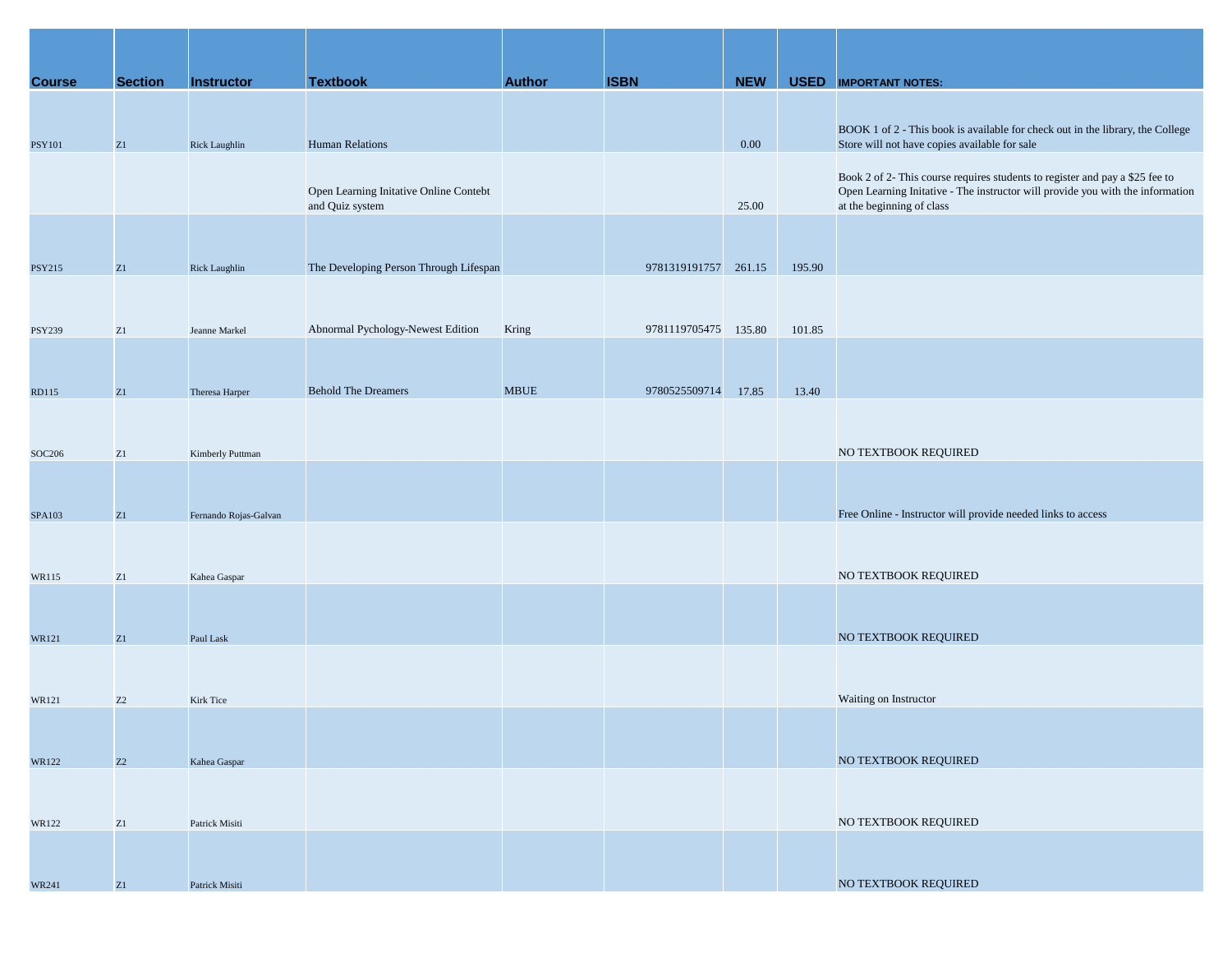| Course | Section | Instructor | Textbook | Author | ISBN | NEW | USED | IMPORTANT NOTES: |
|---|---|---|---|---|---|---|---|---|
| PSY101 | Z1 | Rick Laughlin | Human Relations | | | 0.00 | | BOOK 1 of 2 - This book is available for check out in the library, the College Store will not have copies available for sale |
| | | | Open Learning Initative Online Contebt and Quiz system | | | 25.00 | | Book 2 of 2- This course requires students to register and pay a $25 fee to Open Learning Initative - The instructor will provide you with the information at the beginning of class |
| PSY215 | Z1 | Rick Laughlin | The Developing Person Through Lifespan | | 9781319191757 | 261.15 | 195.90 | |
| PSY239 | Z1 | Jeanne Markel | Abnormal Pychology-Newest Edition | Kring | 9781119705475 | 135.80 | 101.85 | |
| RD115 | Z1 | Theresa Harper | Behold The Dreamers | MBUE | 9780525509714 | 17.85 | 13.40 | |
| SOC206 | Z1 | Kimberly Puttman | | | | | | NO TEXTBOOK REQUIRED |
| SPA103 | Z1 | Fernando Rojas-Galvan | | | | | | Free Online - Instructor will provide needed links to access |
| WR115 | Z1 | Kahea Gaspar | | | | | | NO TEXTBOOK REQUIRED |
| WR121 | Z1 | Paul Lask | | | | | | NO TEXTBOOK REQUIRED |
| WR121 | Z2 | Kirk Tice | | | | | | Waiting on Instructor |
| WR122 | Z2 | Kahea Gaspar | | | | | | NO TEXTBOOK REQUIRED |
| WR122 | Z1 | Patrick Misiti | | | | | | NO TEXTBOOK REQUIRED |
| WR241 | Z1 | Patrick Misiti | | | | | | NO TEXTBOOK REQUIRED |